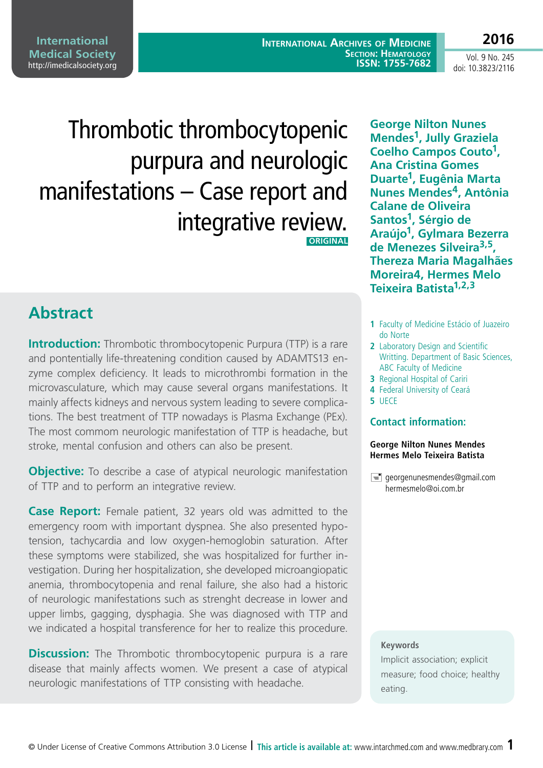# Thrombotic thrombocytopenic purpura and neurologic manifestations – Case report and integrative review.

ORIGINAL

**George Nilton Nunes Mendes[1], Jully Graziela Coelho Campos Couto[1], Ana Cristina Gomes Duarte[1], Eugênia Marta Nunes Mendes[4], Antônia Calane de Oliveira Santos[1], Sérgio de Araújo[1], Gylmara Bezerra de Menezes Silveira[3,5], Thereza Maria Magalhães Moreira4, Hermes Melo Teixeira Batista[1,2,3]**

1 Faculty of Medicine Estácio of Juazeiro do Norte
2 Laboratory Design and Scientific Writting. Department of Basic Sciences, ABC Faculty of Medicine
3 Regional Hospital of Cariri
4 Federal University of Ceará
5 UECE

**Contact information:**

**George Nilton Nunes Mendes**
**Hermes Melo Teixeira Batista**

georgenunesmendes@gmail.com
hermesmelo@oi.com.br

## Abstract

**Introduction:** Thrombotic thrombocytopenic Purpura (TTP) is a rare and pontentially life-threatening condition caused by ADAMTS13 enzyme complex deficiency. It leads to microthrombi formation in the microvasculature, which may cause several organs manifestations. It mainly affects kidneys and nervous system leading to severe complications. The best treatment of TTP nowadays is Plasma Exchange (PEx). The most commom neurologic manifestation of TTP is headache, but stroke, mental confusion and others can also be present.

**Objective:** To describe a case of atypical neurologic manifestation of TTP and to perform an integrative review.

**Case Report:** Female patient, 32 years old was admitted to the emergency room with important dyspnea. She also presented hypotension, tachycardia and low oxygen-hemoglobin saturation. After these symptoms were stabilized, she was hospitalized for further investigation. During her hospitalization, she developed microangiopatic anemia, thrombocytopenia and renal failure, she also had a historic of neurologic manifestations such as strenght decrease in lower and upper limbs, gagging, dysphagia. She was diagnosed with TTP and we indicated a hospital transference for her to realize this procedure.

**Discussion:** The Thrombotic thrombocytopenic purpura is a rare disease that mainly affects women. We present a case of atypical neurologic manifestations of TTP consisting with headache.

**Keywords**
Implicit association; explicit measure; food choice; healthy eating.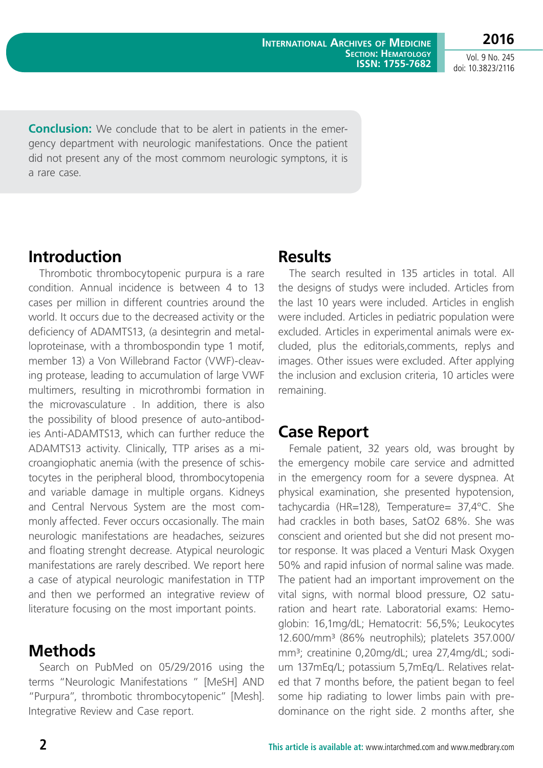**Conclusion:** We conclude that to be alert in patients in the emergency department with neurologic manifestations. Once the patient did not present any of the most commom neurologic symptons, it is a rare case.

## Introduction

Thrombotic thrombocytopenic purpura is a rare condition. Annual incidence is between 4 to 13 cases per million in different countries around the world. It occurs due to the decreased activity or the deficiency of ADAMTS13, (a desintegrin and metalloproteinase, with a thrombospondin type 1 motif, member 13) a Von Willebrand Factor (VWF)-cleaving protease, leading to accumulation of large VWF multimers, resulting in microthrombi formation in the microvasculature . In addition, there is also the possibility of blood presence of auto-antibodies Anti-ADAMTS13, which can further reduce the ADAMTS13 activity. Clinically, TTP arises as a microangiophatic anemia (with the presence of schistocytes in the peripheral blood, thrombocytopenia and variable damage in multiple organs. Kidneys and Central Nervous System are the most commonly affected. Fever occurs occasionally. The main neurologic manifestations are headaches, seizures and floating strenght decrease. Atypical neurologic manifestations are rarely described. We report here a case of atypical neurologic manifestation in TTP and then we performed an integrative review of literature focusing on the most important points.

## Methods

Search on PubMed on 05/29/2016 using the terms "Neurologic Manifestations " [MeSH] AND "Purpura", thrombotic thrombocytopenic" [Mesh]. Integrative Review and Case report.

## Results

The search resulted in 135 articles in total. All the designs of studys were included. Articles from the last 10 years were included. Articles in english were included. Articles in pediatric population were excluded. Articles in experimental animals were excluded, plus the editorials,comments, replys and images. Other issues were excluded. After applying the inclusion and exclusion criteria, 10 articles were remaining.

## Case Report

Female patient, 32 years old, was brought by the emergency mobile care service and admitted in the emergency room for a severe dyspnea. At physical examination, she presented hypotension, tachycardia (HR=128), Temperature= 37,4°C. She had crackles in both bases, SatO2 68%. She was conscient and oriented but she did not present motor response. It was placed a Venturi Mask Oxygen 50% and rapid infusion of normal saline was made. The patient had an important improvement on the vital signs, with normal blood pressure, O2 saturation and heart rate. Laboratorial exams: Hemoglobin: 16,1mg/dL; Hematocrit: 56,5%; Leukocytes 12.600/mm³ (86% neutrophils); platelets 357.000/mm³; creatinine 0,20mg/dL; urea 27,4mg/dL; sodium 137mEq/L; potassium 5,7mEq/L. Relatives related that 7 months before, the patient began to feel some hip radiating to lower limbs pain with predominance on the right side. 2 months after, she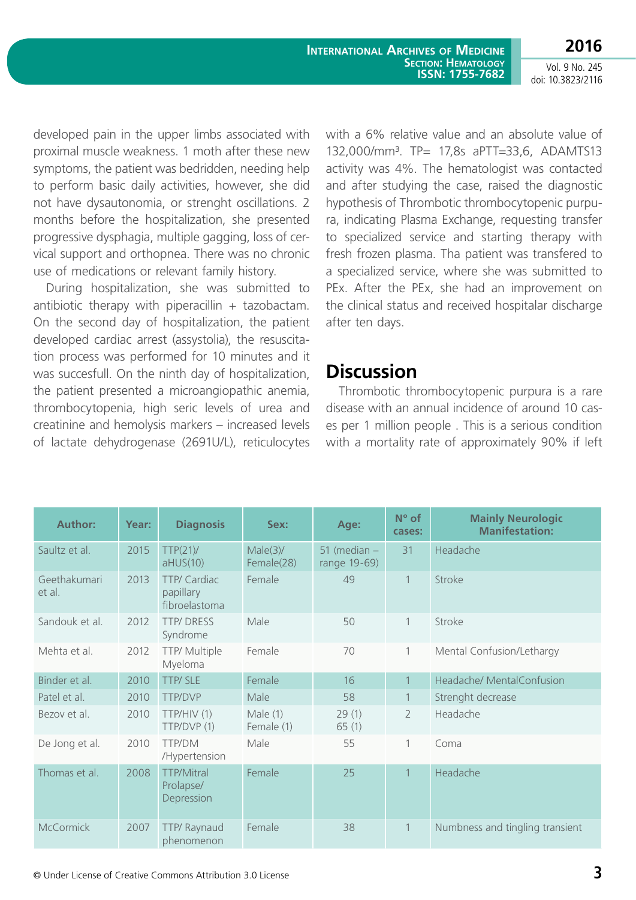developed pain in the upper limbs associated with proximal muscle weakness. 1 moth after these new symptoms, the patient was bedridden, needing help to perform basic daily activities, however, she did not have dysautonomia, or strenght oscillations. 2 months before the hospitalization, she presented progressive dysphagia, multiple gagging, loss of cervical support and orthopnea. There was no chronic use of medications or relevant family history.

During hospitalization, she was submitted to antibiotic therapy with piperacillin + tazobactam. On the second day of hospitalization, the patient developed cardiac arrest (assystolia), the resuscitation process was performed for 10 minutes and it was succesfull. On the ninth day of hospitalization, the patient presented a microangiopathic anemia, thrombocytopenia, high seric levels of urea and creatinine and hemolysis markers – increased levels of lactate dehydrogenase (2691U/L), reticulocytes with a 6% relative value and an absolute value of 132,000/mm³. TP= 17,8s aPTT=33,6, ADAMTS13 activity was 4%. The hematologist was contacted and after studying the case, raised the diagnostic hypothesis of Thrombotic thrombocytopenic purpura, indicating Plasma Exchange, requesting transfer to specialized service and starting therapy with fresh frozen plasma. Tha patient was transfered to a specialized service, where she was submitted to PEx. After the PEx, she had an improvement on the clinical status and received hospitalar discharge after ten days.

## Discussion

Thrombotic thrombocytopenic purpura is a rare disease with an annual incidence of around 10 cases per 1 million people . This is a serious condition with a mortality rate of approximately 90% if left

| Author: | Year: | Diagnosis | Sex: | Age: | N° of cases: | Mainly Neurologic Manifestation: |
|---|---|---|---|---|---|---|
| Saultz et al. | 2015 | TTP(21)/ aHUS(10) | Male(3)/ Female(28) | 51 (median – range 19-69) | 31 | Headache |
| Geethakumari et al. | 2013 | TTP/ Cardiac papillary fibroelastoma | Female | 49 | 1 | Stroke |
| Sandouk et al. | 2012 | TTP/ DRESS Syndrome | Male | 50 | 1 | Stroke |
| Mehta et al. | 2012 | TTP/ Multiple Myeloma | Female | 70 | 1 | Mental Confusion/Lethargy |
| Binder et al. | 2010 | TTP/ SLE | Female | 16 | 1 | Headache/ MentalConfusion |
| Patel et al. | 2010 | TTP/DVP | Male | 58 | 1 | Strenght decrease |
| Bezov et al. | 2010 | TTP/HIV (1) TTP/DVP (1) | Male (1) Female (1) | 29 (1) 65 (1) | 2 | Headache |
| De Jong et al. | 2010 | TTP/DM /Hypertension | Male | 55 | 1 | Coma |
| Thomas et al. | 2008 | TTP/Mitral Prolapse/ Depression | Female | 25 | 1 | Headache |
| McCormick | 2007 | TTP/ Raynaud phenomenon | Female | 38 | 1 | Numbness and tingling transient |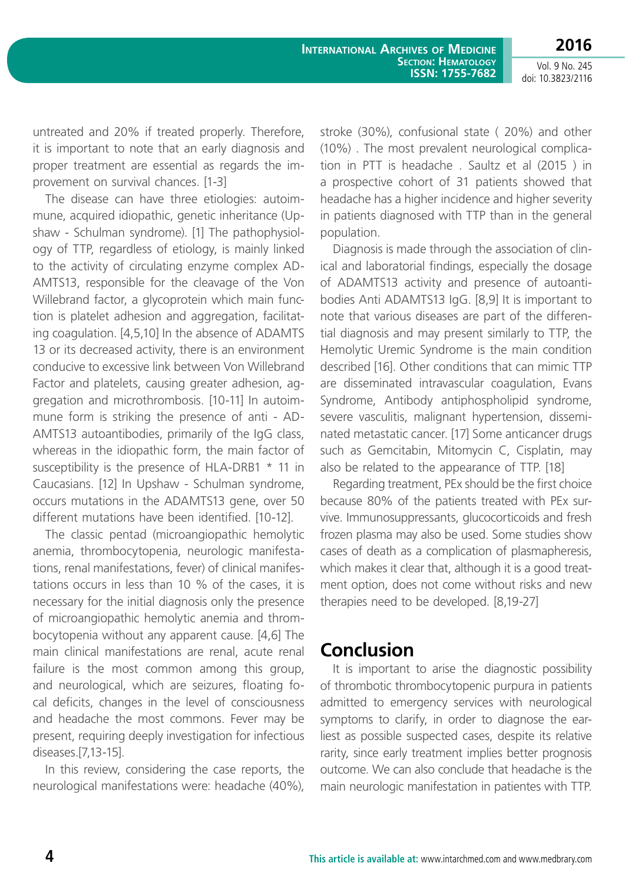untreated and 20% if treated properly. Therefore, it is important to note that an early diagnosis and proper treatment are essential as regards the improvement on survival chances. [1-3]

The disease can have three etiologies: autoimmune, acquired idiopathic, genetic inheritance (Upshaw - Schulman syndrome). [1] The pathophysiology of TTP, regardless of etiology, is mainly linked to the activity of circulating enzyme complex ADAMTS13, responsible for the cleavage of the Von Willebrand factor, a glycoprotein which main function is platelet adhesion and aggregation, facilitating coagulation. [4,5,10] In the absence of ADAMTS 13 or its decreased activity, there is an environment conducive to excessive link between Von Willebrand Factor and platelets, causing greater adhesion, aggregation and microthrombosis. [10-11] In autoimmune form is striking the presence of anti - ADAMTS13 autoantibodies, primarily of the IgG class, whereas in the idiopathic form, the main factor of susceptibility is the presence of HLA-DRB1 * 11 in Caucasians. [12] In Upshaw - Schulman syndrome, occurs mutations in the ADAMTS13 gene, over 50 different mutations have been identified. [10-12].

The classic pentad (microangiopathic hemolytic anemia, thrombocytopenia, neurologic manifestations, renal manifestations, fever) of clinical manifestations occurs in less than 10 % of the cases, it is necessary for the initial diagnosis only the presence of microangiopathic hemolytic anemia and thrombocytopenia without any apparent cause. [4,6] The main clinical manifestations are renal, acute renal failure is the most common among this group, and neurological, which are seizures, floating focal deficits, changes in the level of consciousness and headache the most commons. Fever may be present, requiring deeply investigation for infectious diseases.[7,13-15].

In this review, considering the case reports, the neurological manifestations were: headache (40%), stroke (30%), confusional state ( 20%) and other (10%) . The most prevalent neurological complication in PTT is headache . Saultz et al (2015 ) in a prospective cohort of 31 patients showed that headache has a higher incidence and higher severity in patients diagnosed with TTP than in the general population.

Diagnosis is made through the association of clinical and laboratorial findings, especially the dosage of ADAMTS13 activity and presence of autoantibodies Anti ADAMTS13 IgG. [8,9] It is important to note that various diseases are part of the differential diagnosis and may present similarly to TTP, the Hemolytic Uremic Syndrome is the main condition described [16]. Other conditions that can mimic TTP are disseminated intravascular coagulation, Evans Syndrome, Antibody antiphospholipid syndrome, severe vasculitis, malignant hypertension, disseminated metastatic cancer. [17] Some anticancer drugs such as Gemcitabin, Mitomycin C, Cisplatin, may also be related to the appearance of TTP. [18]

Regarding treatment, PEx should be the first choice because 80% of the patients treated with PEx survive. Immunosuppressants, glucocorticoids and fresh frozen plasma may also be used. Some studies show cases of death as a complication of plasmapheresis, which makes it clear that, although it is a good treatment option, does not come without risks and new therapies need to be developed. [8,19-27]

## Conclusion

It is important to arise the diagnostic possibility of thrombotic thrombocytopenic purpura in patients admitted to emergency services with neurological symptoms to clarify, in order to diagnose the earliest as possible suspected cases, despite its relative rarity, since early treatment implies better prognosis outcome. We can also conclude that headache is the main neurologic manifestation in patientes with TTP.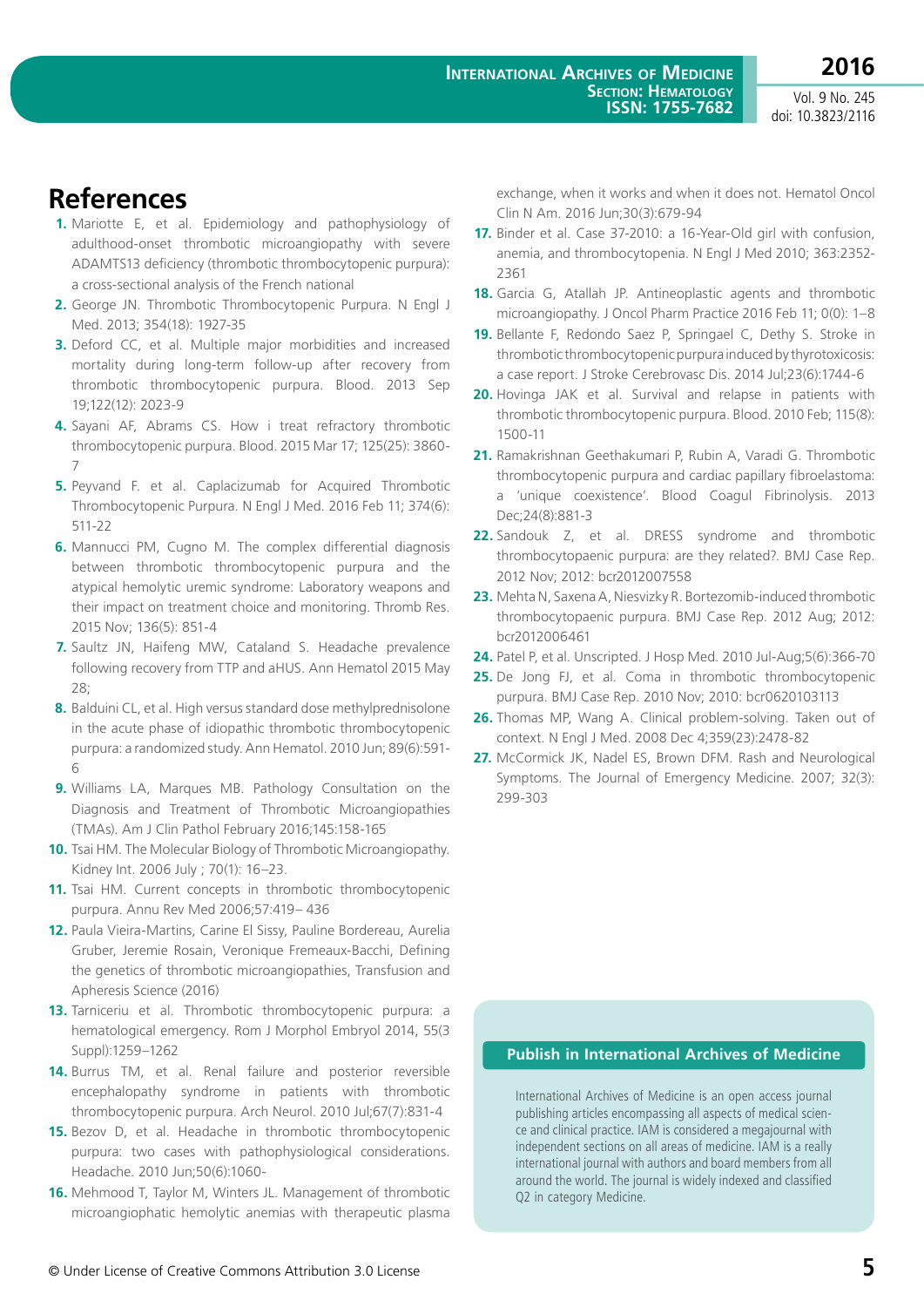# References

1. Mariotte E, et al. Epidemiology and pathophysiology of adulthood-onset thrombotic microangiopathy with severe ADAMTS13 deficiency (thrombotic thrombocytopenic purpura): a cross-sectional analysis of the French national
2. George JN. Thrombotic Thrombocytopenic Purpura. N Engl J Med. 2013; 354(18): 1927-35
3. Deford CC, et al. Multiple major morbidities and increased mortality during long-term follow-up after recovery from thrombotic thrombocytopenic purpura. Blood. 2013 Sep 19;122(12): 2023-9
4. Sayani AF, Abrams CS. How i treat refractory thrombotic thrombocytopenic purpura. Blood. 2015 Mar 17; 125(25): 3860-7
5. Peyvand F. et al. Caplacizumab for Acquired Thrombotic Thrombocytopenic Purpura. N Engl J Med. 2016 Feb 11; 374(6): 511-22
6. Mannucci PM, Cugno M. The complex differential diagnosis between thrombotic thrombocytopenic purpura and the atypical hemolytic uremic syndrome: Laboratory weapons and their impact on treatment choice and monitoring. Thromb Res. 2015 Nov; 136(5): 851-4
7. Saultz JN, Haifeng MW, Cataland S. Headache prevalence following recovery from TTP and aHUS. Ann Hematol 2015 May 28;
8. Balduini CL, et al. High versus standard dose methylprednisolone in the acute phase of idiopathic thrombotic thrombocytopenic purpura: a randomized study. Ann Hematol. 2010 Jun; 89(6):591-6
9. Williams LA, Marques MB. Pathology Consultation on the Diagnosis and Treatment of Thrombotic Microangiopathies (TMAs). Am J Clin Pathol February 2016;145:158-165
10. Tsai HM. The Molecular Biology of Thrombotic Microangiopathy. Kidney Int. 2006 July ; 70(1): 16–23.
11. Tsai HM. Current concepts in thrombotic thrombocytopenic purpura. Annu Rev Med 2006;57:419– 436
12. Paula Vieira-Martins, Carine El Sissy, Pauline Bordereau, Aurelia Gruber, Jeremie Rosain, Veronique Fremeaux-Bacchi, Defining the genetics of thrombotic microangiopathies, Transfusion and Apheresis Science (2016)
13. Tarniceriu et al. Thrombotic thrombocytopenic purpura: a hematological emergency. Rom J Morphol Embryol 2014, 55(3 Suppl):1259–1262
14. Burrus TM, et al. Renal failure and posterior reversible encephalopathy syndrome in patients with thrombotic thrombocytopenic purpura. Arch Neurol. 2010 Jul;67(7):831-4
15. Bezov D, et al. Headache in thrombotic thrombocytopenic purpura: two cases with pathophysiological considerations. Headache. 2010 Jun;50(6):1060-
16. Mehmood T, Taylor M, Winters JL. Management of thrombotic microangiopathic hemolytic anemias with therapeutic plasma exchange, when it works and when it does not. Hematol Oncol Clin N Am. 2016 Jun;30(3):679-94
17. Binder et al. Case 37-2010: a 16-Year-Old girl with confusion, anemia, and thrombocytopenia. N Engl J Med 2010; 363:2352-2361
18. Garcia G, Atallah JP. Antineoplastic agents and thrombotic microangiopathy. J Oncol Pharm Practice 2016 Feb 11; 0(0): 1–8
19. Bellante F, Redondo Saez P, Springael C, Dethy S. Stroke in thrombotic thrombocytopenic purpura induced by thyrotoxicosis: a case report. J Stroke Cerebrovasc Dis. 2014 Jul;23(6):1744-6
20. Hovinga JAK et al. Survival and relapse in patients with thrombotic thrombocytopenic purpura. Blood. 2010 Feb; 115(8): 1500-11
21. Ramakrishnan Geethakumari P, Rubin A, Varadi G. Thrombotic thrombocytopenic purpura and cardiac papillary fibroelastoma: a 'unique coexistence'. Blood Coagul Fibrinolysis. 2013 Dec;24(8):881-3
22. Sandouk Z, et al. DRESS syndrome and thrombotic thrombocytopaenic purpura: are they related?. BMJ Case Rep. 2012 Nov; 2012: bcr2012007558
23. Mehta N, Saxena A, Niesvizky R. Bortezomib-induced thrombotic thrombocytopaenic purpura. BMJ Case Rep. 2012 Aug; 2012: bcr2012006461
24. Patel P, et al. Unscripted. J Hosp Med. 2010 Jul-Aug;5(6):366-70
25. De Jong FJ, et al. Coma in thrombotic thrombocytopenic purpura. BMJ Case Rep. 2010 Nov; 2010: bcr0620103113
26. Thomas MP, Wang A. Clinical problem-solving. Taken out of context. N Engl J Med. 2008 Dec 4;359(23):2478-82
27. McCormick JK, Nadel ES, Brown DFM. Rash and Neurological Symptoms. The Journal of Emergency Medicine. 2007; 32(3): 299-303

**Publish in International Archives of Medicine**

International Archives of Medicine is an open access journal publishing articles encompassing all aspects of medical science and clinical practice. IAM is considered a megajournal with independent sections on all areas of medicine. IAM is a really international journal with authors and board members from all around the world. The journal is widely indexed and classified Q2 in category Medicine.